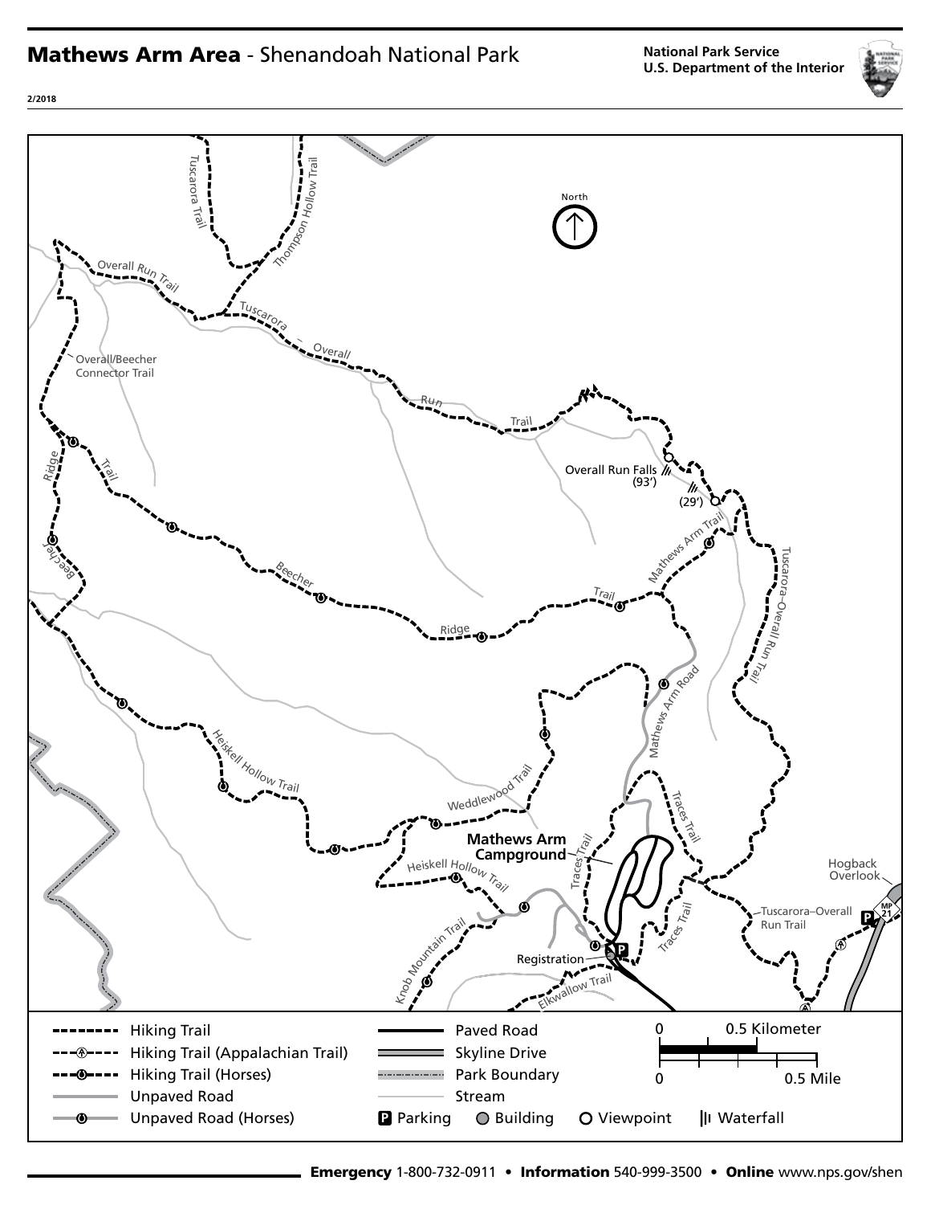# Mathews Arm Area - Shenandoah National Park

**National Park Service**
**U.S. Department of the Interior**

**2/2018**

North

Tuscarora Trail

Thompson Hollow Trail

Overall Run Trail

Tuscarora – Overall Run Trail

Overall/Beecher Connector Trail

Beecher Ridge Trail

Overall Run Falls (93')

(29')

Mathews Arm Trail

Tuscarora–Overall Run Trail

Mathews Arm Road

Heiskell Hollow Trail

Weddlewood Trail

Traces Trail

Mathews Arm Campground

Heiskell Hollow Trail

Hogback Overlook

Tuscarora–Overall Run Trail

MP 21

Knob Mountain Trail

Registration

Elkwallow Trail

**Legend**

- Hiking Trail
- Hiking Trail (Appalachian Trail)
- Hiking Trail (Horses)
- Unpaved Road
- Unpaved Road (Horses)
- Paved Road
- Skyline Drive
- Park Boundary
- Stream
- Parking
- Building
- Viewpoint
- Waterfall

Scale: 0 – 0.5 Kilometer; 0 – 0.5 Mile

**Emergency** 1-800-732-0911 • **Information** 540-999-3500 • **Online** www.nps.gov/shen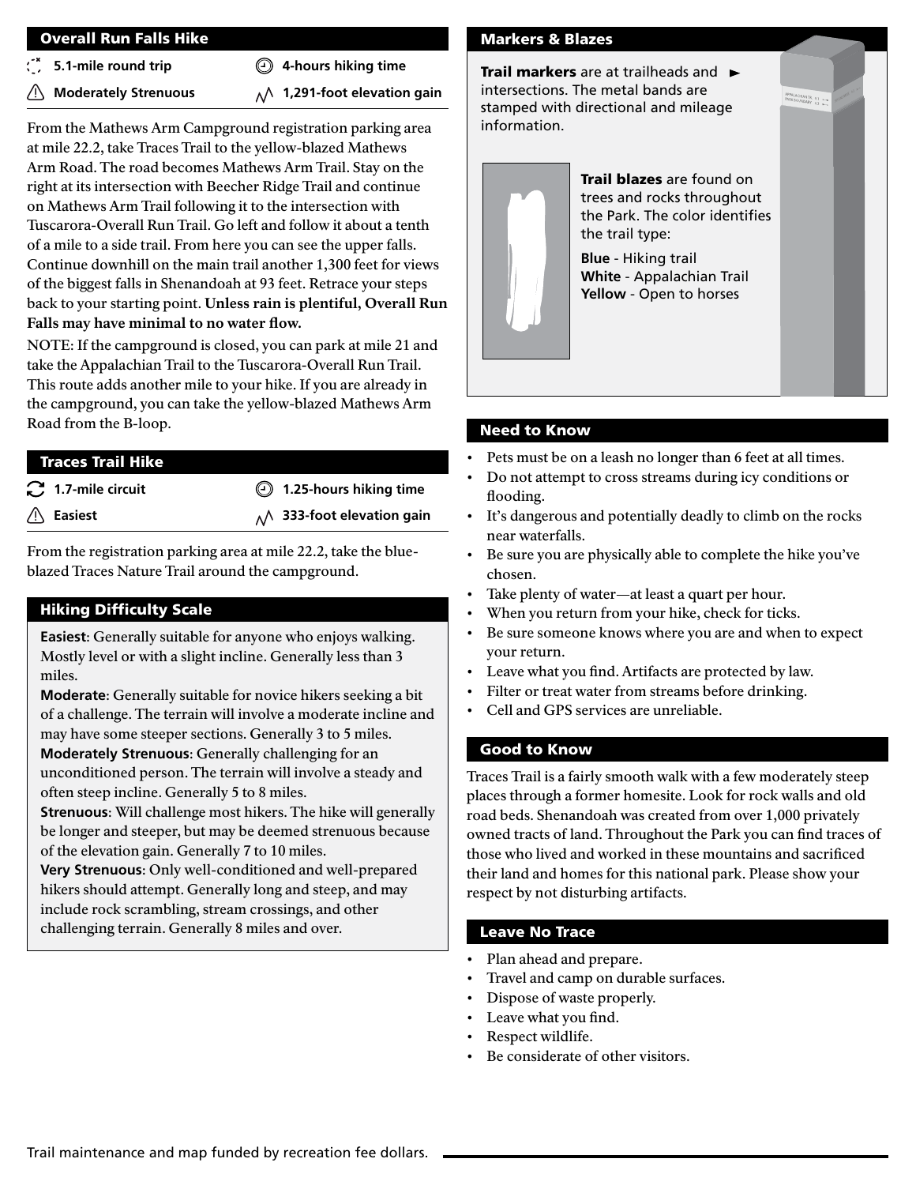## Overall Run Falls Hike

**5.1-mile round trip** | **4-hours hiking time**

**Moderately Strenuous** | **1,291-foot elevation gain**

From the Mathews Arm Campground registration parking area at mile 22.2, take Traces Trail to the yellow-blazed Mathews Arm Road. The road becomes Mathews Arm Trail. Stay on the right at its intersection with Beecher Ridge Trail and continue on Mathews Arm Trail following it to the intersection with Tuscarora-Overall Run Trail. Go left and follow it about a tenth of a mile to a side trail. From here you can see the upper falls. Continue downhill on the main trail another 1,300 feet for views of the biggest falls in Shenandoah at 93 feet. Retrace your steps back to your starting point. **Unless rain is plentiful, Overall Run Falls may have minimal to no water flow.**

NOTE: If the campground is closed, you can park at mile 21 and take the Appalachian Trail to the Tuscarora-Overall Run Trail. This route adds another mile to your hike. If you are already in the campground, you can take the yellow-blazed Mathews Arm Road from the B-loop.

## Traces Trail Hike

**1.7-mile circuit** | **1.25-hours hiking time**

**Easiest** | **333-foot elevation gain**

From the registration parking area at mile 22.2, take the blue-blazed Traces Nature Trail around the campground.

## Hiking Difficulty Scale

**Easiest**: Generally suitable for anyone who enjoys walking. Mostly level or with a slight incline. Generally less than 3 miles.

**Moderate**: Generally suitable for novice hikers seeking a bit of a challenge. The terrain will involve a moderate incline and may have some steeper sections. Generally 3 to 5 miles.

**Moderately Strenuous**: Generally challenging for an unconditioned person. The terrain will involve a steady and often steep incline. Generally 5 to 8 miles.

**Strenuous**: Will challenge most hikers. The hike will generally be longer and steeper, but may be deemed strenuous because of the elevation gain. Generally 7 to 10 miles.

**Very Strenuous**: Only well-conditioned and well-prepared hikers should attempt. Generally long and steep, and may include rock scrambling, stream crossings, and other challenging terrain. Generally 8 miles and over.

## Markers & Blazes

**Trail markers** are at trailheads and intersections. The metal bands are stamped with directional and mileage information.

**Trail blazes** are found on trees and rocks throughout the Park. The color identifies the trail type:

**Blue** - Hiking trail
**White** - Appalachian Trail
**Yellow** - Open to horses

## Need to Know

- Pets must be on a leash no longer than 6 feet at all times.
- Do not attempt to cross streams during icy conditions or flooding.
- It's dangerous and potentially deadly to climb on the rocks near waterfalls.
- Be sure you are physically able to complete the hike you've chosen.
- Take plenty of water—at least a quart per hour.
- When you return from your hike, check for ticks.
- Be sure someone knows where you are and when to expect your return.
- Leave what you find. Artifacts are protected by law.
- Filter or treat water from streams before drinking.
- Cell and GPS services are unreliable.

## Good to Know

Traces Trail is a fairly smooth walk with a few moderately steep places through a former homesite. Look for rock walls and old road beds. Shenandoah was created from over 1,000 privately owned tracts of land. Throughout the Park you can find traces of those who lived and worked in these mountains and sacrificed their land and homes for this national park. Please show your respect by not disturbing artifacts.

## Leave No Trace

- Plan ahead and prepare.
- Travel and camp on durable surfaces.
- Dispose of waste properly.
- Leave what you find.
- Respect wildlife.
- Be considerate of other visitors.

Trail maintenance and map funded by recreation fee dollars.